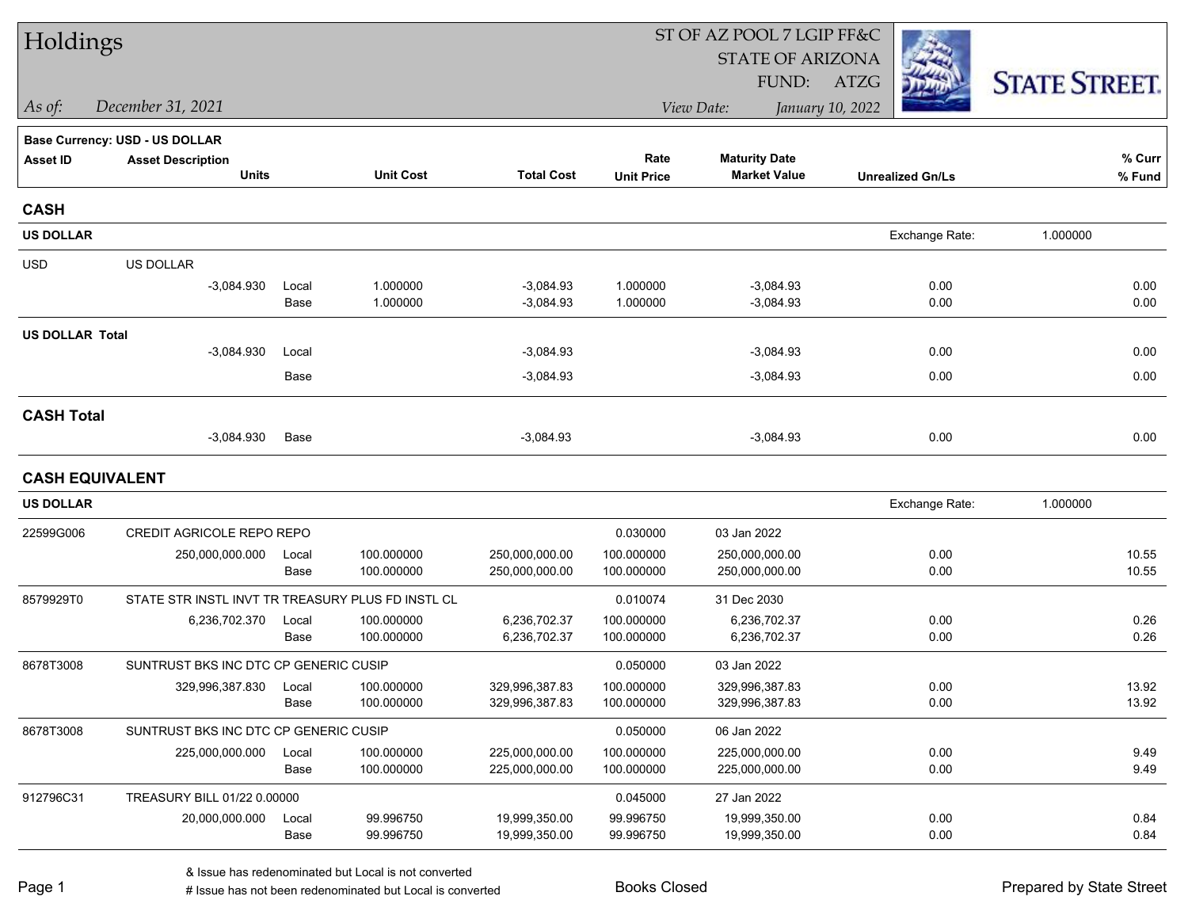# Holdings

ST OF AZ POOL 7 LGIP FF&C
STATE OF ARIZONA
FUND: ATZG

*As of:* *December 31, 2021*

*View Date:* *January 10, 2022*

STATE STREET.

**Base Currency: USD - US DOLLAR**

| Asset ID | Asset Description / Units | | Unit Cost | Total Cost | Rate / Unit Price | Maturity Date / Market Value | Unrealized Gn/Ls | % Curr / % Fund |
|---|---|---|---|---|---|---|---|---|
| **CASH** | | | | | | | | |
| **US DOLLAR** | | | | | | | Exchange Rate: 1.000000 | |
| USD | US DOLLAR | | | | | | | |
| | -3,084.930 | Local | 1.000000 | -3,084.93 | 1.000000 | -3,084.93 | 0.00 | 0.00 |
| | | Base | 1.000000 | -3,084.93 | 1.000000 | -3,084.93 | 0.00 | 0.00 |
| **US DOLLAR Total** | | | | | | | | |
| | -3,084.930 | Local | | -3,084.93 | | -3,084.93 | 0.00 | 0.00 |
| | | Base | | -3,084.93 | | -3,084.93 | 0.00 | 0.00 |
| **CASH Total** | | | | | | | | |
| | -3,084.930 | Base | | -3,084.93 | | -3,084.93 | 0.00 | 0.00 |
| **CASH EQUIVALENT** | | | | | | | | |
| **US DOLLAR** | | | | | | | Exchange Rate: 1.000000 | |
| 22599G006 | CREDIT AGRICOLE REPO REPO | | | | 0.030000 | 03 Jan 2022 | | |
| | 250,000,000.000 | Local | 100.000000 | 250,000,000.00 | 100.000000 | 250,000,000.00 | 0.00 | 10.55 |
| | | Base | 100.000000 | 250,000,000.00 | 100.000000 | 250,000,000.00 | 0.00 | 10.55 |
| 8579929T0 | STATE STR INSTL INVT TR TREASURY PLUS FD INSTL CL | | | | 0.010074 | 31 Dec 2030 | | |
| | 6,236,702.370 | Local | 100.000000 | 6,236,702.37 | 100.000000 | 6,236,702.37 | 0.00 | 0.26 |
| | | Base | 100.000000 | 6,236,702.37 | 100.000000 | 6,236,702.37 | 0.00 | 0.26 |
| 8678T3008 | SUNTRUST BKS INC DTC CP GENERIC CUSIP | | | | 0.050000 | 03 Jan 2022 | | |
| | 329,996,387.830 | Local | 100.000000 | 329,996,387.83 | 100.000000 | 329,996,387.83 | 0.00 | 13.92 |
| | | Base | 100.000000 | 329,996,387.83 | 100.000000 | 329,996,387.83 | 0.00 | 13.92 |
| 8678T3008 | SUNTRUST BKS INC DTC CP GENERIC CUSIP | | | | 0.050000 | 06 Jan 2022 | | |
| | 225,000,000.000 | Local | 100.000000 | 225,000,000.00 | 100.000000 | 225,000,000.00 | 0.00 | 9.49 |
| | | Base | 100.000000 | 225,000,000.00 | 100.000000 | 225,000,000.00 | 0.00 | 9.49 |
| 912796C31 | TREASURY BILL 01/22 0.00000 | | | | 0.045000 | 27 Jan 2022 | | |
| | 20,000,000.000 | Local | 99.996750 | 19,999,350.00 | 99.996750 | 19,999,350.00 | 0.00 | 0.84 |
| | | Base | 99.996750 | 19,999,350.00 | 99.996750 | 19,999,350.00 | 0.00 | 0.84 |

& Issue has redenominated but Local is not converted
# Issue has not been redenominated but Local is converted

Books Closed

Prepared by State Street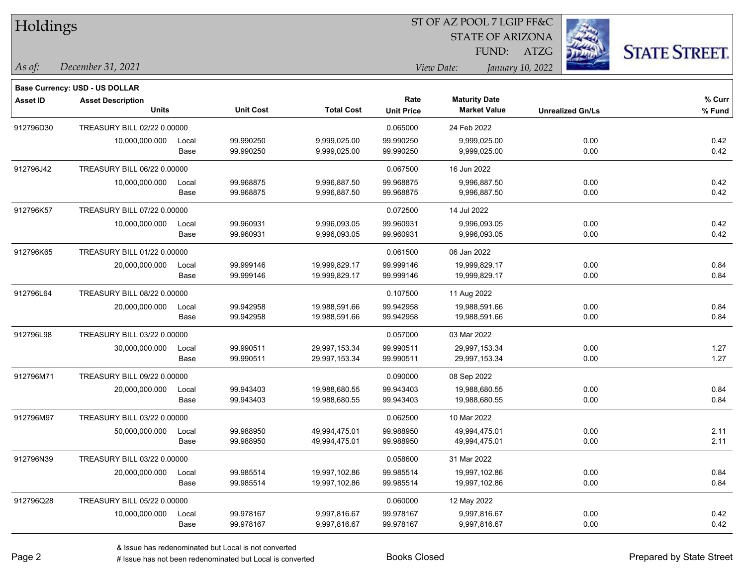# Holdings

ST OF AZ POOL 7 LGIP FF&C
STATE OF ARIZONA
FUND: ATZG

*As of:* *December 31, 2021*
*View Date:* *January 10, 2022*

**Base Currency: USD - US DOLLAR**

| Asset ID | Asset Description / Units | | Unit Cost | Total Cost | Rate / Unit Price | Maturity Date / Market Value | Unrealized Gn/Ls | % Curr / % Fund |
|---|---|---|---|---|---|---|---|---|
| 912796D30 | TREASURY BILL 02/22 0.00000 | | | | 0.065000 | 24 Feb 2022 | | |
| | 10,000,000.000 | Local | 99.990250 | 9,999,025.00 | 99.990250 | 9,999,025.00 | 0.00 | 0.42 |
| | | Base | 99.990250 | 9,999,025.00 | 99.990250 | 9,999,025.00 | 0.00 | 0.42 |
| 912796J42 | TREASURY BILL 06/22 0.00000 | | | | 0.067500 | 16 Jun 2022 | | |
| | 10,000,000.000 | Local | 99.968875 | 9,996,887.50 | 99.968875 | 9,996,887.50 | 0.00 | 0.42 |
| | | Base | 99.968875 | 9,996,887.50 | 99.968875 | 9,996,887.50 | 0.00 | 0.42 |
| 912796K57 | TREASURY BILL 07/22 0.00000 | | | | 0.072500 | 14 Jul 2022 | | |
| | 10,000,000.000 | Local | 99.960931 | 9,996,093.05 | 99.960931 | 9,996,093.05 | 0.00 | 0.42 |
| | | Base | 99.960931 | 9,996,093.05 | 99.960931 | 9,996,093.05 | 0.00 | 0.42 |
| 912796K65 | TREASURY BILL 01/22 0.00000 | | | | 0.061500 | 06 Jan 2022 | | |
| | 20,000,000.000 | Local | 99.999146 | 19,999,829.17 | 99.999146 | 19,999,829.17 | 0.00 | 0.84 |
| | | Base | 99.999146 | 19,999,829.17 | 99.999146 | 19,999,829.17 | 0.00 | 0.84 |
| 912796L64 | TREASURY BILL 08/22 0.00000 | | | | 0.107500 | 11 Aug 2022 | | |
| | 20,000,000.000 | Local | 99.942958 | 19,988,591.66 | 99.942958 | 19,988,591.66 | 0.00 | 0.84 |
| | | Base | 99.942958 | 19,988,591.66 | 99.942958 | 19,988,591.66 | 0.00 | 0.84 |
| 912796L98 | TREASURY BILL 03/22 0.00000 | | | | 0.057000 | 03 Mar 2022 | | |
| | 30,000,000.000 | Local | 99.990511 | 29,997,153.34 | 99.990511 | 29,997,153.34 | 0.00 | 1.27 |
| | | Base | 99.990511 | 29,997,153.34 | 99.990511 | 29,997,153.34 | 0.00 | 1.27 |
| 912796M71 | TREASURY BILL 09/22 0.00000 | | | | 0.090000 | 08 Sep 2022 | | |
| | 20,000,000.000 | Local | 99.943403 | 19,988,680.55 | 99.943403 | 19,988,680.55 | 0.00 | 0.84 |
| | | Base | 99.943403 | 19,988,680.55 | 99.943403 | 19,988,680.55 | 0.00 | 0.84 |
| 912796M97 | TREASURY BILL 03/22 0.00000 | | | | 0.062500 | 10 Mar 2022 | | |
| | 50,000,000.000 | Local | 99.988950 | 49,994,475.01 | 99.988950 | 49,994,475.01 | 0.00 | 2.11 |
| | | Base | 99.988950 | 49,994,475.01 | 99.988950 | 49,994,475.01 | 0.00 | 2.11 |
| 912796N39 | TREASURY BILL 03/22 0.00000 | | | | 0.058600 | 31 Mar 2022 | | |
| | 20,000,000.000 | Local | 99.985514 | 19,997,102.86 | 99.985514 | 19,997,102.86 | 0.00 | 0.84 |
| | | Base | 99.985514 | 19,997,102.86 | 99.985514 | 19,997,102.86 | 0.00 | 0.84 |
| 912796Q28 | TREASURY BILL 05/22 0.00000 | | | | 0.060000 | 12 May 2022 | | |
| | 10,000,000.000 | Local | 99.978167 | 9,997,816.67 | 99.978167 | 9,997,816.67 | 0.00 | 0.42 |
| | | Base | 99.978167 | 9,997,816.67 | 99.978167 | 9,997,816.67 | 0.00 | 0.42 |

& Issue has redenominated but Local is not converted
# Issue has not been redenominated but Local is converted

Books Closed

Prepared by State Street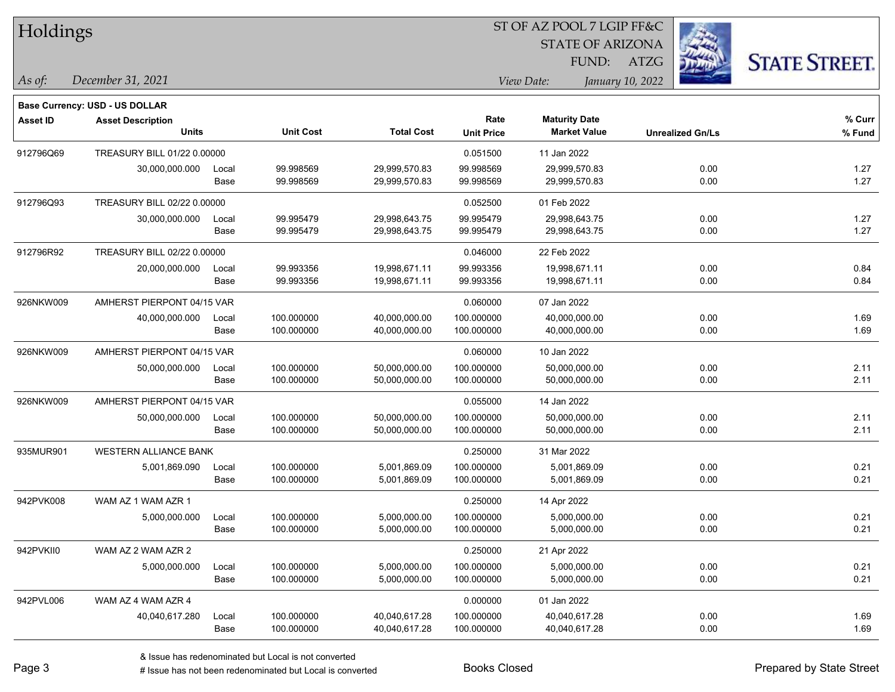# Holdings

ST OF AZ POOL 7 LGIP FF&C
STATE OF ARIZONA
FUND: ATZG

*As of:* *December 31, 2021*

*View Date:* *January 10, 2022*

**Base Currency: USD - US DOLLAR**

| Asset ID | Asset Description / Units | | Unit Cost | Total Cost | Rate / Unit Price | Maturity Date / Market Value | Unrealized Gn/Ls | % Curr / % Fund |
|---|---|---|---|---|---|---|---|---|
| 912796Q69 | TREASURY BILL 01/22 0.00000 | | | | 0.051500 | 11 Jan 2022 | | |
| | 30,000,000.000 | Local | 99.998569 | 29,999,570.83 | 99.998569 | 29,999,570.83 | 0.00 | 1.27 |
| | | Base | 99.998569 | 29,999,570.83 | 99.998569 | 29,999,570.83 | 0.00 | 1.27 |
| 912796Q93 | TREASURY BILL 02/22 0.00000 | | | | 0.052500 | 01 Feb 2022 | | |
| | 30,000,000.000 | Local | 99.995479 | 29,998,643.75 | 99.995479 | 29,998,643.75 | 0.00 | 1.27 |
| | | Base | 99.995479 | 29,998,643.75 | 99.995479 | 29,998,643.75 | 0.00 | 1.27 |
| 912796R92 | TREASURY BILL 02/22 0.00000 | | | | 0.046000 | 22 Feb 2022 | | |
| | 20,000,000.000 | Local | 99.993356 | 19,998,671.11 | 99.993356 | 19,998,671.11 | 0.00 | 0.84 |
| | | Base | 99.993356 | 19,998,671.11 | 99.993356 | 19,998,671.11 | 0.00 | 0.84 |
| 926NKW009 | AMHERST PIERPONT 04/15 VAR | | | | 0.060000 | 07 Jan 2022 | | |
| | 40,000,000.000 | Local | 100.000000 | 40,000,000.00 | 100.000000 | 40,000,000.00 | 0.00 | 1.69 |
| | | Base | 100.000000 | 40,000,000.00 | 100.000000 | 40,000,000.00 | 0.00 | 1.69 |
| 926NKW009 | AMHERST PIERPONT 04/15 VAR | | | | 0.060000 | 10 Jan 2022 | | |
| | 50,000,000.000 | Local | 100.000000 | 50,000,000.00 | 100.000000 | 50,000,000.00 | 0.00 | 2.11 |
| | | Base | 100.000000 | 50,000,000.00 | 100.000000 | 50,000,000.00 | 0.00 | 2.11 |
| 926NKW009 | AMHERST PIERPONT 04/15 VAR | | | | 0.055000 | 14 Jan 2022 | | |
| | 50,000,000.000 | Local | 100.000000 | 50,000,000.00 | 100.000000 | 50,000,000.00 | 0.00 | 2.11 |
| | | Base | 100.000000 | 50,000,000.00 | 100.000000 | 50,000,000.00 | 0.00 | 2.11 |
| 935MUR901 | WESTERN ALLIANCE BANK | | | | 0.250000 | 31 Mar 2022 | | |
| | 5,001,869.090 | Local | 100.000000 | 5,001,869.09 | 100.000000 | 5,001,869.09 | 0.00 | 0.21 |
| | | Base | 100.000000 | 5,001,869.09 | 100.000000 | 5,001,869.09 | 0.00 | 0.21 |
| 942PVK008 | WAM AZ 1 WAM AZR 1 | | | | 0.250000 | 14 Apr 2022 | | |
| | 5,000,000.000 | Local | 100.000000 | 5,000,000.00 | 100.000000 | 5,000,000.00 | 0.00 | 0.21 |
| | | Base | 100.000000 | 5,000,000.00 | 100.000000 | 5,000,000.00 | 0.00 | 0.21 |
| 942PVKII0 | WAM AZ 2 WAM AZR 2 | | | | 0.250000 | 21 Apr 2022 | | |
| | 5,000,000.000 | Local | 100.000000 | 5,000,000.00 | 100.000000 | 5,000,000.00 | 0.00 | 0.21 |
| | | Base | 100.000000 | 5,000,000.00 | 100.000000 | 5,000,000.00 | 0.00 | 0.21 |
| 942PVL006 | WAM AZ 4 WAM AZR 4 | | | | 0.000000 | 01 Jan 2022 | | |
| | 40,040,617.280 | Local | 100.000000 | 40,040,617.28 | 100.000000 | 40,040,617.28 | 0.00 | 1.69 |
| | | Base | 100.000000 | 40,040,617.28 | 100.000000 | 40,040,617.28 | 0.00 | 1.69 |

& Issue has redenominated but Local is not converted
# Issue has not been redenominated but Local is converted

Books Closed

Prepared by State Street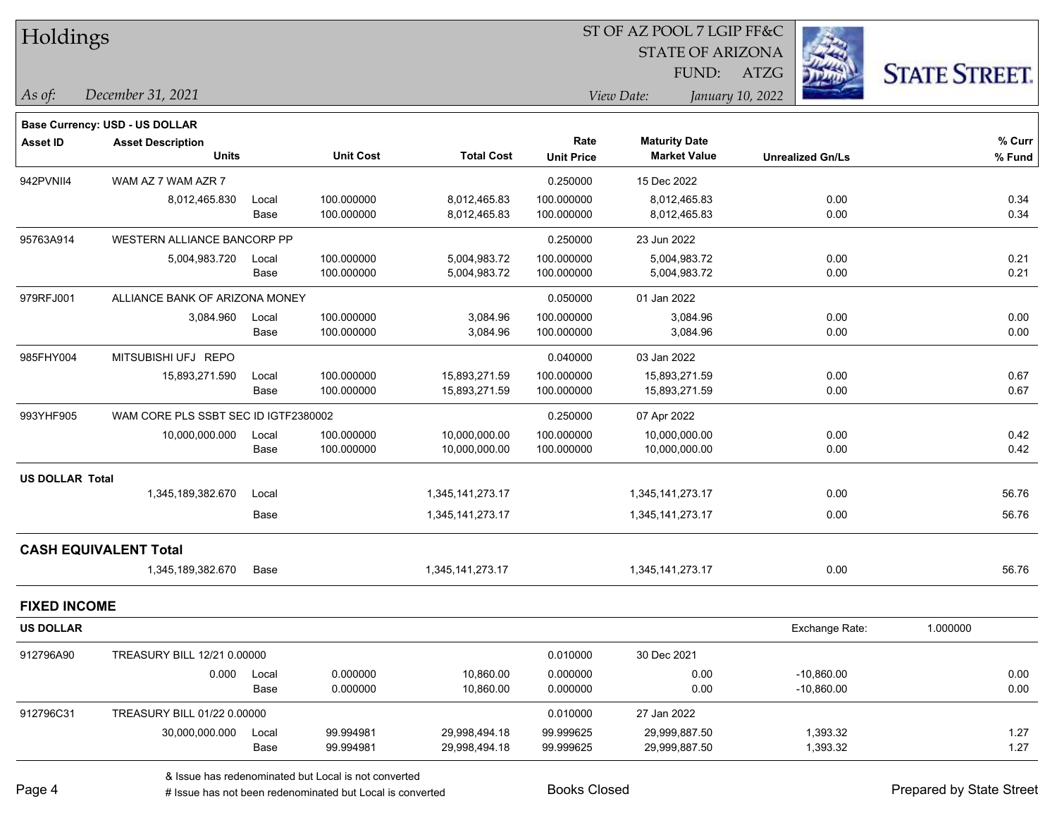# Holdings

ST OF AZ POOL 7 LGIP FF&C
STATE OF ARIZONA
FUND: ATZG

*As of:* *December 31, 2021*

*View Date:* *January 10, 2022*

**Base Currency: USD - US DOLLAR**

| Asset ID | Asset Description / Units | | Unit Cost | Total Cost | Rate / Unit Price | Maturity Date / Market Value | Unrealized Gn/Ls | % Curr / % Fund |
|---|---|---|---|---|---|---|---|---|
| 942PVNII4 | WAM AZ 7 WAM AZR 7 | | | | 0.250000 | 15 Dec 2022 | | |
| | 8,012,465.830 | Local | 100.000000 | 8,012,465.83 | 100.000000 | 8,012,465.83 | 0.00 | 0.34 |
| | | Base | 100.000000 | 8,012,465.83 | 100.000000 | 8,012,465.83 | 0.00 | 0.34 |
| 95763A914 | WESTERN ALLIANCE BANCORP PP | | | | 0.250000 | 23 Jun 2022 | | |
| | 5,004,983.720 | Local | 100.000000 | 5,004,983.72 | 100.000000 | 5,004,983.72 | 0.00 | 0.21 |
| | | Base | 100.000000 | 5,004,983.72 | 100.000000 | 5,004,983.72 | 0.00 | 0.21 |
| 979RFJ001 | ALLIANCE BANK OF ARIZONA MONEY | | | | 0.050000 | 01 Jan 2022 | | |
| | 3,084.960 | Local | 100.000000 | 3,084.96 | 100.000000 | 3,084.96 | 0.00 | 0.00 |
| | | Base | 100.000000 | 3,084.96 | 100.000000 | 3,084.96 | 0.00 | 0.00 |
| 985FHY004 | MITSUBISHI UFJ REPO | | | | 0.040000 | 03 Jan 2022 | | |
| | 15,893,271.590 | Local | 100.000000 | 15,893,271.59 | 100.000000 | 15,893,271.59 | 0.00 | 0.67 |
| | | Base | 100.000000 | 15,893,271.59 | 100.000000 | 15,893,271.59 | 0.00 | 0.67 |
| 993YHF905 | WAM CORE PLS SSBT SEC ID IGTF2380002 | | | | 0.250000 | 07 Apr 2022 | | |
| | 10,000,000.000 | Local | 100.000000 | 10,000,000.00 | 100.000000 | 10,000,000.00 | 0.00 | 0.42 |
| | | Base | 100.000000 | 10,000,000.00 | 100.000000 | 10,000,000.00 | 0.00 | 0.42 |
| **US DOLLAR Total** | | | | | | | | |
| | 1,345,189,382.670 | Local | | 1,345,141,273.17 | | 1,345,141,273.17 | 0.00 | 56.76 |
| | | Base | | 1,345,141,273.17 | | 1,345,141,273.17 | 0.00 | 56.76 |
| **CASH EQUIVALENT Total** | | | | | | | | |
| | 1,345,189,382.670 | Base | | 1,345,141,273.17 | | 1,345,141,273.17 | 0.00 | 56.76 |

## FIXED INCOME

**US DOLLAR** — Exchange Rate: 1.000000

| Asset ID | Asset Description / Units | | Unit Cost | Total Cost | Rate / Unit Price | Maturity Date / Market Value | Unrealized Gn/Ls | % Curr / % Fund |
|---|---|---|---|---|---|---|---|---|
| 912796A90 | TREASURY BILL 12/21 0.00000 | | | | 0.010000 | 30 Dec 2021 | | |
| | 0.000 | Local | 0.000000 | 10,860.00 | 0.000000 | 0.00 | -10,860.00 | 0.00 |
| | | Base | 0.000000 | 10,860.00 | 0.000000 | 0.00 | -10,860.00 | 0.00 |
| 912796C31 | TREASURY BILL 01/22 0.00000 | | | | 0.010000 | 27 Jan 2022 | | |
| | 30,000,000.000 | Local | 99.994981 | 29,998,494.18 | 99.999625 | 29,999,887.50 | 1,393.32 | 1.27 |
| | | Base | 99.994981 | 29,998,494.18 | 99.999625 | 29,999,887.50 | 1,393.32 | 1.27 |

& Issue has redenominated but Local is not converted
# Issue has not been redenominated but Local is converted

Books Closed

Prepared by State Street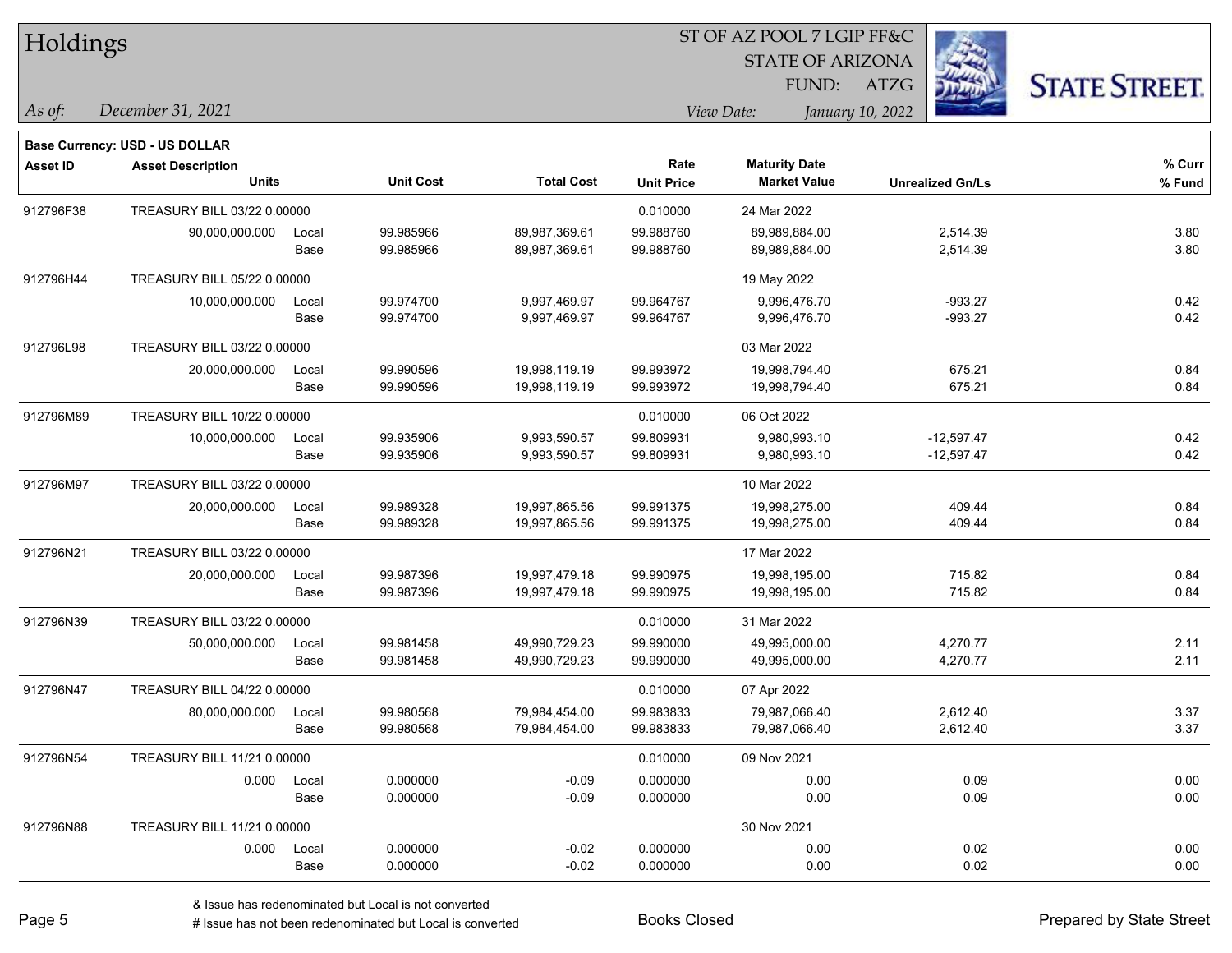# Holdings

ST OF AZ POOL 7 LGIP FF&C
STATE OF ARIZONA
FUND: ATZG

*As of:* *December 31, 2021*
*View Date:* *January 10, 2022*

**Base Currency: USD - US DOLLAR**

| Asset ID | Asset Description / Units | | Unit Cost | Total Cost | Rate / Unit Price | Maturity Date / Market Value | Unrealized Gn/Ls | % Curr / % Fund |
|---|---|---|---|---|---|---|---|---|
| 912796F38 | TREASURY BILL 03/22 0.00000 | | | | 0.010000 | 24 Mar 2022 | | |
| | 90,000,000.000 | Local | 99.985966 | 89,987,369.61 | 99.988760 | 89,989,884.00 | 2,514.39 | 3.80 |
| | | Base | 99.985966 | 89,987,369.61 | 99.988760 | 89,989,884.00 | 2,514.39 | 3.80 |
| 912796H44 | TREASURY BILL 05/22 0.00000 | | | | | 19 May 2022 | | |
| | 10,000,000.000 | Local | 99.974700 | 9,997,469.97 | 99.964767 | 9,996,476.70 | -993.27 | 0.42 |
| | | Base | 99.974700 | 9,997,469.97 | 99.964767 | 9,996,476.70 | -993.27 | 0.42 |
| 912796L98 | TREASURY BILL 03/22 0.00000 | | | | | 03 Mar 2022 | | |
| | 20,000,000.000 | Local | 99.990596 | 19,998,119.19 | 99.993972 | 19,998,794.40 | 675.21 | 0.84 |
| | | Base | 99.990596 | 19,998,119.19 | 99.993972 | 19,998,794.40 | 675.21 | 0.84 |
| 912796M89 | TREASURY BILL 10/22 0.00000 | | | | 0.010000 | 06 Oct 2022 | | |
| | 10,000,000.000 | Local | 99.935906 | 9,993,590.57 | 99.809931 | 9,980,993.10 | -12,597.47 | 0.42 |
| | | Base | 99.935906 | 9,993,590.57 | 99.809931 | 9,980,993.10 | -12,597.47 | 0.42 |
| 912796M97 | TREASURY BILL 03/22 0.00000 | | | | | 10 Mar 2022 | | |
| | 20,000,000.000 | Local | 99.989328 | 19,997,865.56 | 99.991375 | 19,998,275.00 | 409.44 | 0.84 |
| | | Base | 99.989328 | 19,997,865.56 | 99.991375 | 19,998,275.00 | 409.44 | 0.84 |
| 912796N21 | TREASURY BILL 03/22 0.00000 | | | | | 17 Mar 2022 | | |
| | 20,000,000.000 | Local | 99.987396 | 19,997,479.18 | 99.990975 | 19,998,195.00 | 715.82 | 0.84 |
| | | Base | 99.987396 | 19,997,479.18 | 99.990975 | 19,998,195.00 | 715.82 | 0.84 |
| 912796N39 | TREASURY BILL 03/22 0.00000 | | | | 0.010000 | 31 Mar 2022 | | |
| | 50,000,000.000 | Local | 99.981458 | 49,990,729.23 | 99.990000 | 49,995,000.00 | 4,270.77 | 2.11 |
| | | Base | 99.981458 | 49,990,729.23 | 99.990000 | 49,995,000.00 | 4,270.77 | 2.11 |
| 912796N47 | TREASURY BILL 04/22 0.00000 | | | | 0.010000 | 07 Apr 2022 | | |
| | 80,000,000.000 | Local | 99.980568 | 79,984,454.00 | 99.983833 | 79,987,066.40 | 2,612.40 | 3.37 |
| | | Base | 99.980568 | 79,984,454.00 | 99.983833 | 79,987,066.40 | 2,612.40 | 3.37 |
| 912796N54 | TREASURY BILL 11/21 0.00000 | | | | 0.010000 | 09 Nov 2021 | | |
| | 0.000 | Local | 0.000000 | -0.09 | 0.000000 | 0.00 | 0.09 | 0.00 |
| | | Base | 0.000000 | -0.09 | 0.000000 | 0.00 | 0.09 | 0.00 |
| 912796N88 | TREASURY BILL 11/21 0.00000 | | | | | 30 Nov 2021 | | |
| | 0.000 | Local | 0.000000 | -0.02 | 0.000000 | 0.00 | 0.02 | 0.00 |
| | | Base | 0.000000 | -0.02 | 0.000000 | 0.00 | 0.02 | 0.00 |

& Issue has redenominated but Local is not converted
# Issue has not been redenominated but Local is converted

Books Closed

Prepared by State Street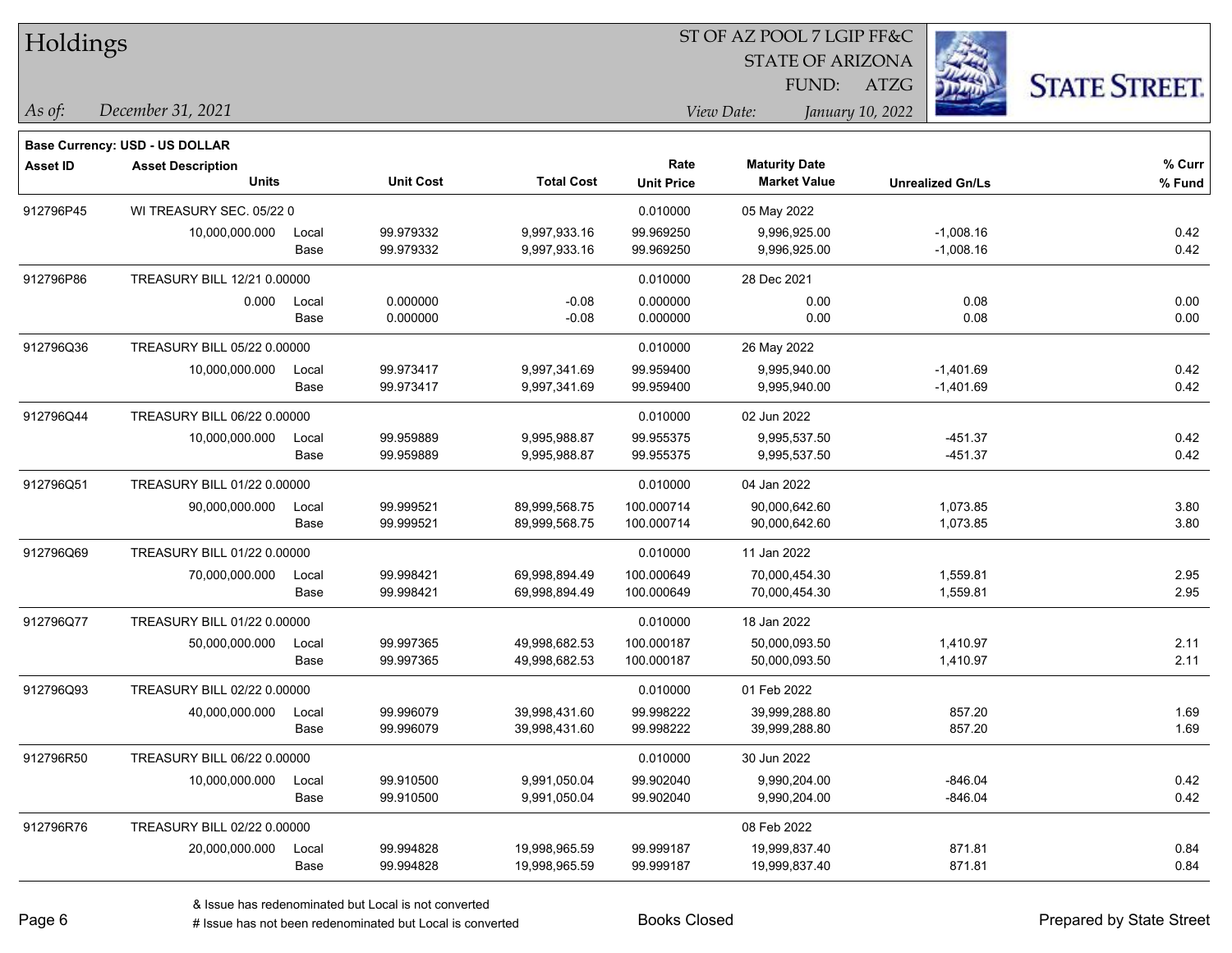# Holdings

ST OF AZ POOL 7 LGIP FF&C
STATE OF ARIZONA
FUND: ATZG

*As of:* *December 31, 2021*
*View Date:* *January 10, 2022*

**Base Currency: USD - US DOLLAR**

| Asset ID | Asset Description / Units | | Unit Cost | Total Cost | Rate / Unit Price | Maturity Date / Market Value | Unrealized Gn/Ls | % Curr / % Fund |
|---|---|---|---|---|---|---|---|---|
| 912796P45 | WI TREASURY SEC. 05/22 0 | | | | 0.010000 | 05 May 2022 | | |
| | 10,000,000.000 | Local | 99.979332 | 9,997,933.16 | 99.969250 | 9,996,925.00 | -1,008.16 | 0.42 |
| | | Base | 99.979332 | 9,997,933.16 | 99.969250 | 9,996,925.00 | -1,008.16 | 0.42 |
| 912796P86 | TREASURY BILL 12/21 0.00000 | | | | 0.010000 | 28 Dec 2021 | | |
| | 0.000 | Local | 0.000000 | -0.08 | 0.000000 | 0.00 | 0.08 | 0.00 |
| | | Base | 0.000000 | -0.08 | 0.000000 | 0.00 | 0.08 | 0.00 |
| 912796Q36 | TREASURY BILL 05/22 0.00000 | | | | 0.010000 | 26 May 2022 | | |
| | 10,000,000.000 | Local | 99.973417 | 9,997,341.69 | 99.959400 | 9,995,940.00 | -1,401.69 | 0.42 |
| | | Base | 99.973417 | 9,997,341.69 | 99.959400 | 9,995,940.00 | -1,401.69 | 0.42 |
| 912796Q44 | TREASURY BILL 06/22 0.00000 | | | | 0.010000 | 02 Jun 2022 | | |
| | 10,000,000.000 | Local | 99.959889 | 9,995,988.87 | 99.955375 | 9,995,537.50 | -451.37 | 0.42 |
| | | Base | 99.959889 | 9,995,988.87 | 99.955375 | 9,995,537.50 | -451.37 | 0.42 |
| 912796Q51 | TREASURY BILL 01/22 0.00000 | | | | 0.010000 | 04 Jan 2022 | | |
| | 90,000,000.000 | Local | 99.999521 | 89,999,568.75 | 100.000714 | 90,000,642.60 | 1,073.85 | 3.80 |
| | | Base | 99.999521 | 89,999,568.75 | 100.000714 | 90,000,642.60 | 1,073.85 | 3.80 |
| 912796Q69 | TREASURY BILL 01/22 0.00000 | | | | 0.010000 | 11 Jan 2022 | | |
| | 70,000,000.000 | Local | 99.998421 | 69,998,894.49 | 100.000649 | 70,000,454.30 | 1,559.81 | 2.95 |
| | | Base | 99.998421 | 69,998,894.49 | 100.000649 | 70,000,454.30 | 1,559.81 | 2.95 |
| 912796Q77 | TREASURY BILL 01/22 0.00000 | | | | 0.010000 | 18 Jan 2022 | | |
| | 50,000,000.000 | Local | 99.997365 | 49,998,682.53 | 100.000187 | 50,000,093.50 | 1,410.97 | 2.11 |
| | | Base | 99.997365 | 49,998,682.53 | 100.000187 | 50,000,093.50 | 1,410.97 | 2.11 |
| 912796Q93 | TREASURY BILL 02/22 0.00000 | | | | 0.010000 | 01 Feb 2022 | | |
| | 40,000,000.000 | Local | 99.996079 | 39,998,431.60 | 99.998222 | 39,999,288.80 | 857.20 | 1.69 |
| | | Base | 99.996079 | 39,998,431.60 | 99.998222 | 39,999,288.80 | 857.20 | 1.69 |
| 912796R50 | TREASURY BILL 06/22 0.00000 | | | | 0.010000 | 30 Jun 2022 | | |
| | 10,000,000.000 | Local | 99.910500 | 9,991,050.04 | 99.902040 | 9,990,204.00 | -846.04 | 0.42 |
| | | Base | 99.910500 | 9,991,050.04 | 99.902040 | 9,990,204.00 | -846.04 | 0.42 |
| 912796R76 | TREASURY BILL 02/22 0.00000 | | | | | 08 Feb 2022 | | |
| | 20,000,000.000 | Local | 99.994828 | 19,998,965.59 | 99.999187 | 19,999,837.40 | 871.81 | 0.84 |
| | | Base | 99.994828 | 19,998,965.59 | 99.999187 | 19,999,837.40 | 871.81 | 0.84 |

& Issue has redenominated but Local is not converted
# Issue has not been redenominated but Local is converted

Books Closed

Prepared by State Street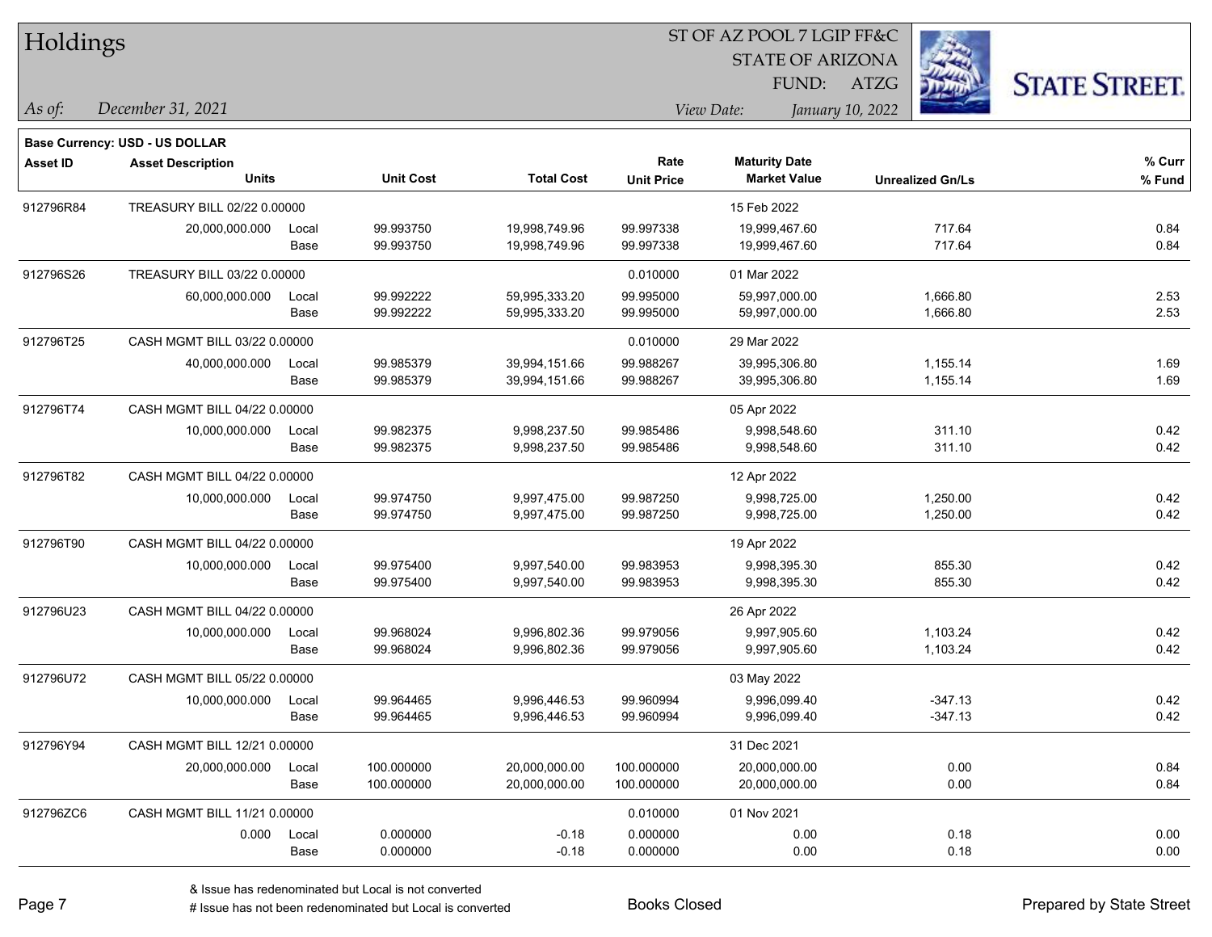# Holdings

ST OF AZ POOL 7 LGIP FF&C
STATE OF ARIZONA
FUND: ATZG

*As of:* *December 31, 2021*

*View Date:* *January 10, 2022*

**Base Currency: USD - US DOLLAR**

| Asset ID | Asset Description / Units | | Unit Cost | Total Cost | Rate / Unit Price | Maturity Date / Market Value | Unrealized Gn/Ls | % Curr / % Fund |
|---|---|---|---|---|---|---|---|---|
| 912796R84 | TREASURY BILL 02/22 0.00000 | | | | | 15 Feb 2022 | | |
| | 20,000,000.000 | Local | 99.993750 | 19,998,749.96 | 99.997338 | 19,999,467.60 | 717.64 | 0.84 |
| | | Base | 99.993750 | 19,998,749.96 | 99.997338 | 19,999,467.60 | 717.64 | 0.84 |
| 912796S26 | TREASURY BILL 03/22 0.00000 | | | | 0.010000 | 01 Mar 2022 | | |
| | 60,000,000.000 | Local | 99.992222 | 59,995,333.20 | 99.995000 | 59,997,000.00 | 1,666.80 | 2.53 |
| | | Base | 99.992222 | 59,995,333.20 | 99.995000 | 59,997,000.00 | 1,666.80 | 2.53 |
| 912796T25 | CASH MGMT BILL 03/22 0.00000 | | | | 0.010000 | 29 Mar 2022 | | |
| | 40,000,000.000 | Local | 99.985379 | 39,994,151.66 | 99.988267 | 39,995,306.80 | 1,155.14 | 1.69 |
| | | Base | 99.985379 | 39,994,151.66 | 99.988267 | 39,995,306.80 | 1,155.14 | 1.69 |
| 912796T74 | CASH MGMT BILL 04/22 0.00000 | | | | | 05 Apr 2022 | | |
| | 10,000,000.000 | Local | 99.982375 | 9,998,237.50 | 99.985486 | 9,998,548.60 | 311.10 | 0.42 |
| | | Base | 99.982375 | 9,998,237.50 | 99.985486 | 9,998,548.60 | 311.10 | 0.42 |
| 912796T82 | CASH MGMT BILL 04/22 0.00000 | | | | | 12 Apr 2022 | | |
| | 10,000,000.000 | Local | 99.974750 | 9,997,475.00 | 99.987250 | 9,998,725.00 | 1,250.00 | 0.42 |
| | | Base | 99.974750 | 9,997,475.00 | 99.987250 | 9,998,725.00 | 1,250.00 | 0.42 |
| 912796T90 | CASH MGMT BILL 04/22 0.00000 | | | | | 19 Apr 2022 | | |
| | 10,000,000.000 | Local | 99.975400 | 9,997,540.00 | 99.983953 | 9,998,395.30 | 855.30 | 0.42 |
| | | Base | 99.975400 | 9,997,540.00 | 99.983953 | 9,998,395.30 | 855.30 | 0.42 |
| 912796U23 | CASH MGMT BILL 04/22 0.00000 | | | | | 26 Apr 2022 | | |
| | 10,000,000.000 | Local | 99.968024 | 9,996,802.36 | 99.979056 | 9,997,905.60 | 1,103.24 | 0.42 |
| | | Base | 99.968024 | 9,996,802.36 | 99.979056 | 9,997,905.60 | 1,103.24 | 0.42 |
| 912796U72 | CASH MGMT BILL 05/22 0.00000 | | | | | 03 May 2022 | | |
| | 10,000,000.000 | Local | 99.964465 | 9,996,446.53 | 99.960994 | 9,996,099.40 | -347.13 | 0.42 |
| | | Base | 99.964465 | 9,996,446.53 | 99.960994 | 9,996,099.40 | -347.13 | 0.42 |
| 912796Y94 | CASH MGMT BILL 12/21 0.00000 | | | | | 31 Dec 2021 | | |
| | 20,000,000.000 | Local | 100.000000 | 20,000,000.00 | 100.000000 | 20,000,000.00 | 0.00 | 0.84 |
| | | Base | 100.000000 | 20,000,000.00 | 100.000000 | 20,000,000.00 | 0.00 | 0.84 |
| 912796ZC6 | CASH MGMT BILL 11/21 0.00000 | | | | 0.010000 | 01 Nov 2021 | | |
| | 0.000 | Local | 0.000000 | -0.18 | 0.000000 | 0.00 | 0.18 | 0.00 |
| | | Base | 0.000000 | -0.18 | 0.000000 | 0.00 | 0.18 | 0.00 |

& Issue has redenominated but Local is not converted
# Issue has not been redenominated but Local is converted

Books Closed

Prepared by State Street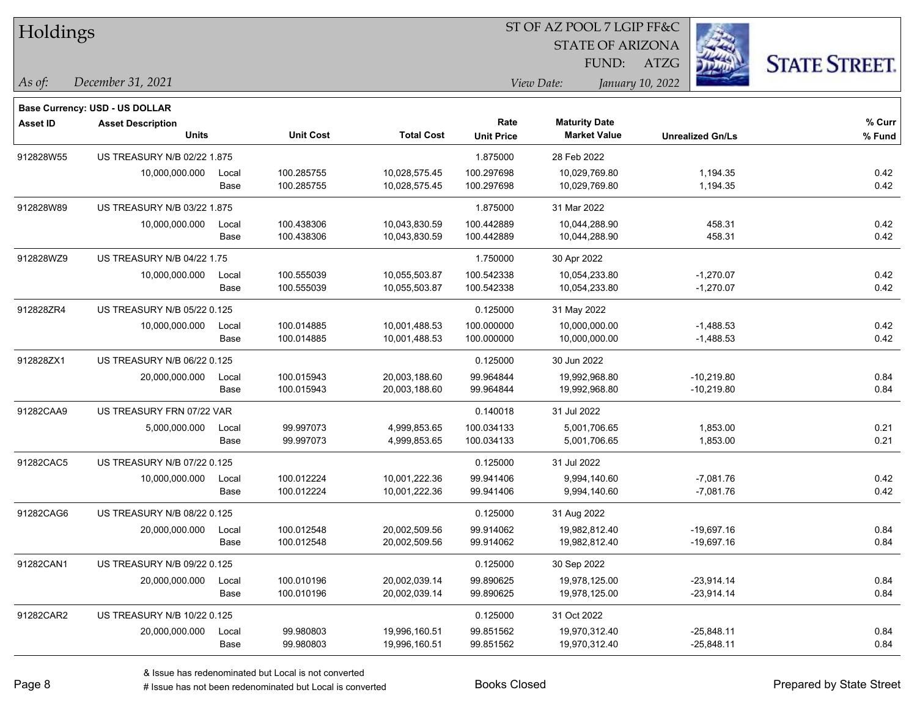# Holdings

ST OF AZ POOL 7 LGIP FF&C
STATE OF ARIZONA
FUND: ATZG

*As of:* *December 31, 2021*

*View Date:* *January 10, 2022*

**Base Currency: USD - US DOLLAR**

| Asset ID | Asset Description / Units | | Unit Cost | Total Cost | Rate / Unit Price | Maturity Date / Market Value | Unrealized Gn/Ls | % Curr / % Fund |
|---|---|---|---|---|---|---|---|---|
| 912828W55 | US TREASURY N/B 02/22 1.875 | | | | 1.875000 | 28 Feb 2022 | | |
| | 10,000,000.000 | Local | 100.285755 | 10,028,575.45 | 100.297698 | 10,029,769.80 | 1,194.35 | 0.42 |
| | | Base | 100.285755 | 10,028,575.45 | 100.297698 | 10,029,769.80 | 1,194.35 | 0.42 |
| 912828W89 | US TREASURY N/B 03/22 1.875 | | | | 1.875000 | 31 Mar 2022 | | |
| | 10,000,000.000 | Local | 100.438306 | 10,043,830.59 | 100.442889 | 10,044,288.90 | 458.31 | 0.42 |
| | | Base | 100.438306 | 10,043,830.59 | 100.442889 | 10,044,288.90 | 458.31 | 0.42 |
| 912828WZ9 | US TREASURY N/B 04/22 1.75 | | | | 1.750000 | 30 Apr 2022 | | |
| | 10,000,000.000 | Local | 100.555039 | 10,055,503.87 | 100.542338 | 10,054,233.80 | -1,270.07 | 0.42 |
| | | Base | 100.555039 | 10,055,503.87 | 100.542338 | 10,054,233.80 | -1,270.07 | 0.42 |
| 912828ZR4 | US TREASURY N/B 05/22 0.125 | | | | 0.125000 | 31 May 2022 | | |
| | 10,000,000.000 | Local | 100.014885 | 10,001,488.53 | 100.000000 | 10,000,000.00 | -1,488.53 | 0.42 |
| | | Base | 100.014885 | 10,001,488.53 | 100.000000 | 10,000,000.00 | -1,488.53 | 0.42 |
| 912828ZX1 | US TREASURY N/B 06/22 0.125 | | | | 0.125000 | 30 Jun 2022 | | |
| | 20,000,000.000 | Local | 100.015943 | 20,003,188.60 | 99.964844 | 19,992,968.80 | -10,219.80 | 0.84 |
| | | Base | 100.015943 | 20,003,188.60 | 99.964844 | 19,992,968.80 | -10,219.80 | 0.84 |
| 91282CAA9 | US TREASURY FRN 07/22 VAR | | | | 0.140018 | 31 Jul 2022 | | |
| | 5,000,000.000 | Local | 99.997073 | 4,999,853.65 | 100.034133 | 5,001,706.65 | 1,853.00 | 0.21 |
| | | Base | 99.997073 | 4,999,853.65 | 100.034133 | 5,001,706.65 | 1,853.00 | 0.21 |
| 91282CAC5 | US TREASURY N/B 07/22 0.125 | | | | 0.125000 | 31 Jul 2022 | | |
| | 10,000,000.000 | Local | 100.012224 | 10,001,222.36 | 99.941406 | 9,994,140.60 | -7,081.76 | 0.42 |
| | | Base | 100.012224 | 10,001,222.36 | 99.941406 | 9,994,140.60 | -7,081.76 | 0.42 |
| 91282CAG6 | US TREASURY N/B 08/22 0.125 | | | | 0.125000 | 31 Aug 2022 | | |
| | 20,000,000.000 | Local | 100.012548 | 20,002,509.56 | 99.914062 | 19,982,812.40 | -19,697.16 | 0.84 |
| | | Base | 100.012548 | 20,002,509.56 | 99.914062 | 19,982,812.40 | -19,697.16 | 0.84 |
| 91282CAN1 | US TREASURY N/B 09/22 0.125 | | | | 0.125000 | 30 Sep 2022 | | |
| | 20,000,000.000 | Local | 100.010196 | 20,002,039.14 | 99.890625 | 19,978,125.00 | -23,914.14 | 0.84 |
| | | Base | 100.010196 | 20,002,039.14 | 99.890625 | 19,978,125.00 | -23,914.14 | 0.84 |
| 91282CAR2 | US TREASURY N/B 10/22 0.125 | | | | 0.125000 | 31 Oct 2022 | | |
| | 20,000,000.000 | Local | 99.980803 | 19,996,160.51 | 99.851562 | 19,970,312.40 | -25,848.11 | 0.84 |
| | | Base | 99.980803 | 19,996,160.51 | 99.851562 | 19,970,312.40 | -25,848.11 | 0.84 |

& Issue has redenominated but Local is not converted
# Issue has not been redenominated but Local is converted

Books Closed

Prepared by State Street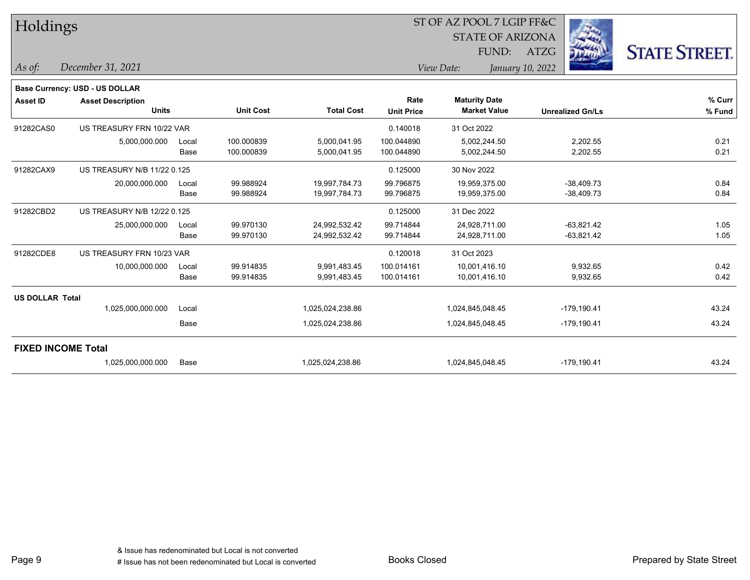# Holdings

*As of:* *December 31, 2021*

ST OF AZ POOL 7 LGIP FF&C
STATE OF ARIZONA
FUND: ATZG

*View Date:* *January 10, 2022*

**Base Currency: USD - US DOLLAR**

| Asset ID | Asset Description / Units | | Unit Cost | Total Cost | Rate / Unit Price | Maturity Date / Market Value | Unrealized Gn/Ls | % Curr / % Fund |
|---|---|---|---|---|---|---|---|---|
| 91282CAS0 | US TREASURY FRN 10/22 VAR | | | | 0.140018 | 31 Oct 2022 | | |
| | 5,000,000.000 | Local | 100.000839 | 5,000,041.95 | 100.044890 | 5,002,244.50 | 2,202.55 | 0.21 |
| | | Base | 100.000839 | 5,000,041.95 | 100.044890 | 5,002,244.50 | 2,202.55 | 0.21 |
| 91282CAX9 | US TREASURY N/B 11/22 0.125 | | | | 0.125000 | 30 Nov 2022 | | |
| | 20,000,000.000 | Local | 99.988924 | 19,997,784.73 | 99.796875 | 19,959,375.00 | -38,409.73 | 0.84 |
| | | Base | 99.988924 | 19,997,784.73 | 99.796875 | 19,959,375.00 | -38,409.73 | 0.84 |
| 91282CBD2 | US TREASURY N/B 12/22 0.125 | | | | 0.125000 | 31 Dec 2022 | | |
| | 25,000,000.000 | Local | 99.970130 | 24,992,532.42 | 99.714844 | 24,928,711.00 | -63,821.42 | 1.05 |
| | | Base | 99.970130 | 24,992,532.42 | 99.714844 | 24,928,711.00 | -63,821.42 | 1.05 |
| 91282CDE8 | US TREASURY FRN 10/23 VAR | | | | 0.120018 | 31 Oct 2023 | | |
| | 10,000,000.000 | Local | 99.914835 | 9,991,483.45 | 100.014161 | 10,001,416.10 | 9,932.65 | 0.42 |
| | | Base | 99.914835 | 9,991,483.45 | 100.014161 | 10,001,416.10 | 9,932.65 | 0.42 |
| **US DOLLAR Total** | | | | | | | | |
| | 1,025,000,000.000 | Local | | 1,025,024,238.86 | | 1,024,845,048.45 | -179,190.41 | 43.24 |
| | | Base | | 1,025,024,238.86 | | 1,024,845,048.45 | -179,190.41 | 43.24 |
| **FIXED INCOME Total** | | | | | | | | |
| | 1,025,000,000.000 | Base | | 1,025,024,238.86 | | 1,024,845,048.45 | -179,190.41 | 43.24 |

& Issue has redenominated but Local is not converted
# Issue has not been redenominated but Local is converted

Books Closed

Prepared by State Street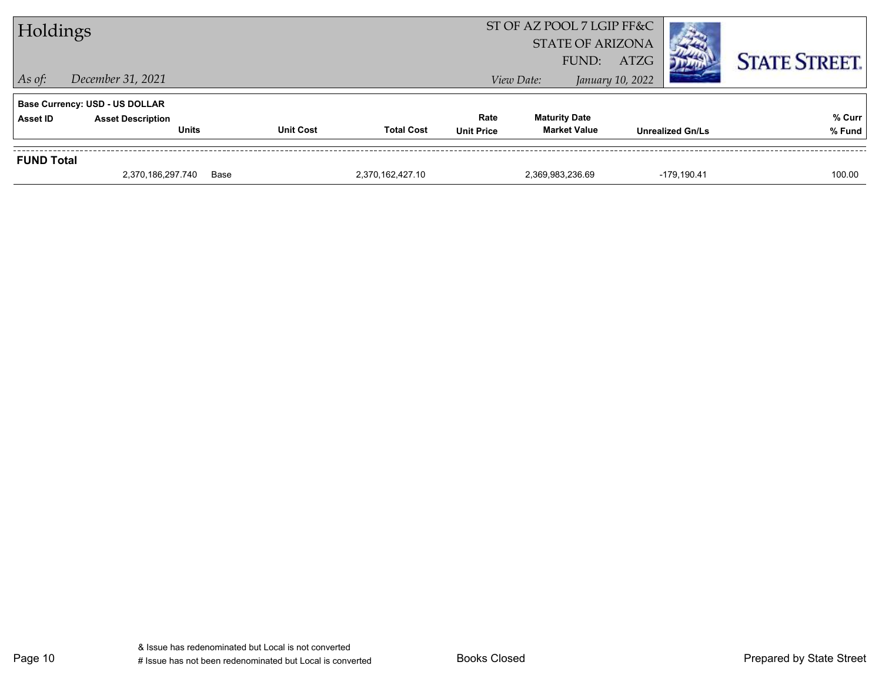# Holdings

ST OF AZ POOL 7 LGIP FF&C
STATE OF ARIZONA
FUND: ATZG

*As of:* *December 31, 2021*

*View Date:* *January 10, 2022*

**STATE STREET.**

**Base Currency: USD - US DOLLAR**

| Asset ID | Asset Description / Units | | Unit Cost | Total Cost | Rate / Unit Price | Maturity Date / Market Value | Unrealized Gn/Ls | % Curr / % Fund |
|---|---|---|---|---|---|---|---|---|
| **FUND Total** | | | | | | | | |
| | 2,370,186,297.740 | Base | | 2,370,162,427.10 | | 2,369,983,236.69 | -179,190.41 | 100.00 |

& Issue has redenominated but Local is not converted
# Issue has not been redenominated but Local is converted

Books Closed

Prepared by State Street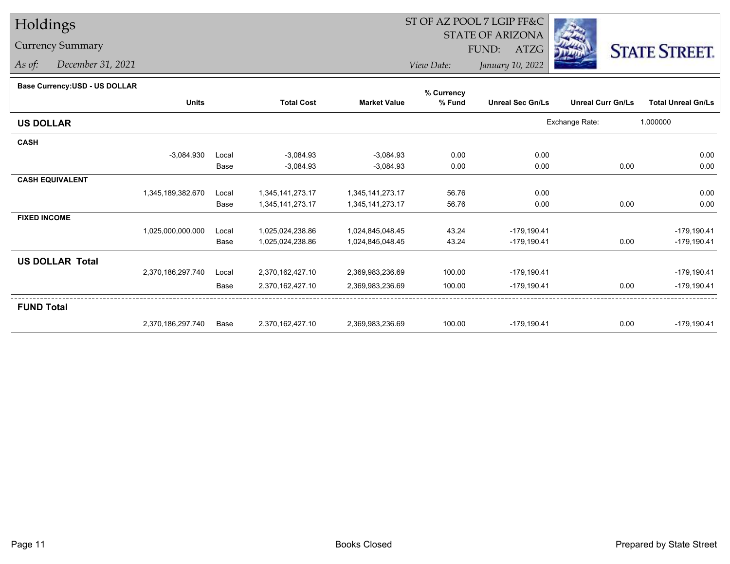# Holdings

## Currency Summary

*As of:* December 31, 2021

ST OF AZ POOL 7 LGIP FF&C
STATE OF ARIZONA
FUND: ATZG

*View Date:* January 10, 2022

STATE STREET.

**Base Currency:USD - US DOLLAR**

| | Units | | Total Cost | Market Value | % Currency % Fund | Unreal Sec Gn/Ls | Unreal Curr Gn/Ls | Total Unreal Gn/Ls |
|---|---|---|---|---|---|---|---|---|
| **US DOLLAR** | | | | | | | Exchange Rate: | 1.000000 |
| **CASH** | | | | | | | | |
| | -3,084.930 | Local | -3,084.93 | -3,084.93 | 0.00 | 0.00 | | 0.00 |
| | | Base | -3,084.93 | -3,084.93 | 0.00 | 0.00 | 0.00 | 0.00 |
| **CASH EQUIVALENT** | | | | | | | | |
| | 1,345,189,382.670 | Local | 1,345,141,273.17 | 1,345,141,273.17 | 56.76 | 0.00 | | 0.00 |
| | | Base | 1,345,141,273.17 | 1,345,141,273.17 | 56.76 | 0.00 | 0.00 | 0.00 |
| **FIXED INCOME** | | | | | | | | |
| | 1,025,000,000.000 | Local | 1,025,024,238.86 | 1,024,845,048.45 | 43.24 | -179,190.41 | | -179,190.41 |
| | | Base | 1,025,024,238.86 | 1,024,845,048.45 | 43.24 | -179,190.41 | 0.00 | -179,190.41 |
| **US DOLLAR Total** | | | | | | | | |
| | 2,370,186,297.740 | Local | 2,370,162,427.10 | 2,369,983,236.69 | 100.00 | -179,190.41 | | -179,190.41 |
| | | Base | 2,370,162,427.10 | 2,369,983,236.69 | 100.00 | -179,190.41 | 0.00 | -179,190.41 |
| **FUND Total** | | | | | | | | |
| | 2,370,186,297.740 | Base | 2,370,162,427.10 | 2,369,983,236.69 | 100.00 | -179,190.41 | 0.00 | -179,190.41 |

Books Closed

Prepared by State Street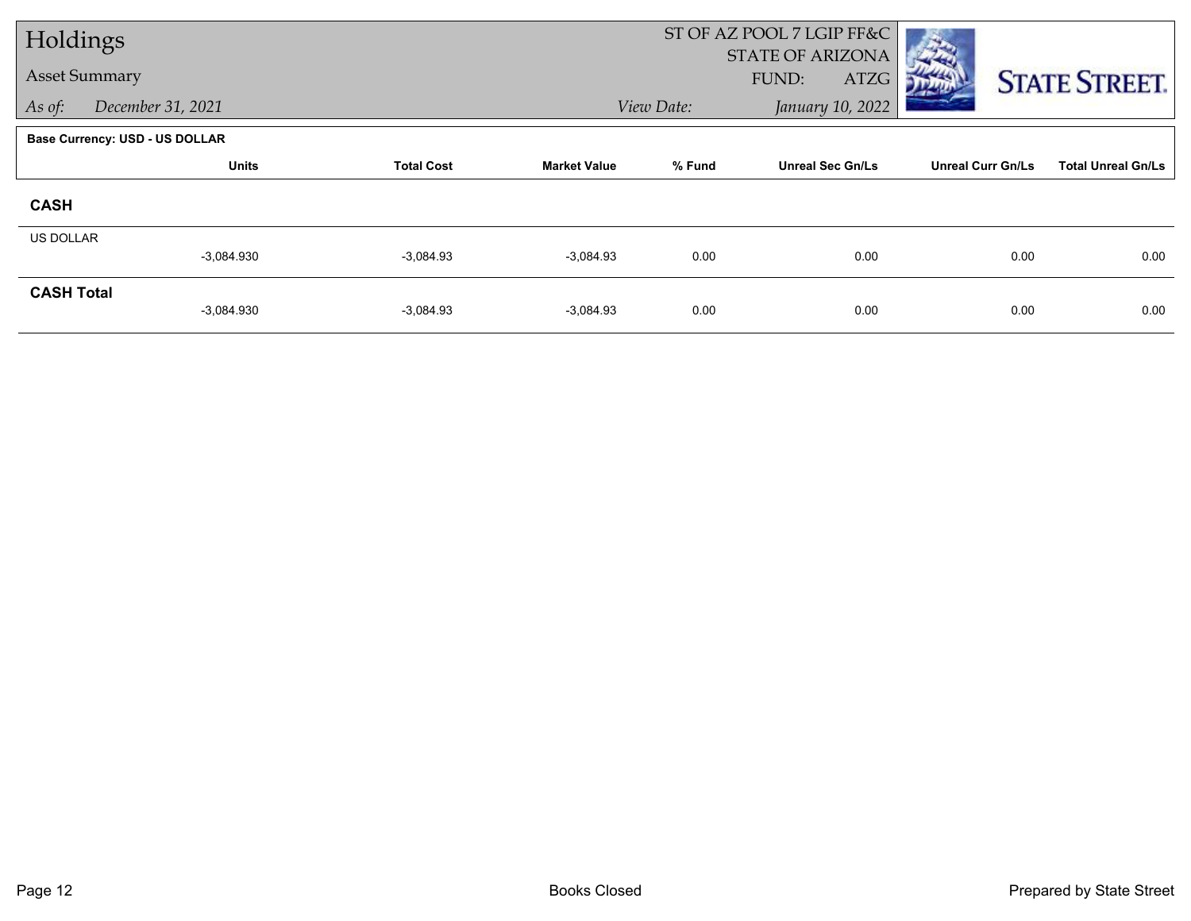# Holdings

## Asset Summary

*As of:* December 31, 2021

ST OF AZ POOL 7 LGIP FF&C
STATE OF ARIZONA
FUND: ATZG

*View Date:* January 10, 2022

**Base Currency: USD - US DOLLAR**

| | Units | Total Cost | Market Value | % Fund | Unreal Sec Gn/Ls | Unreal Curr Gn/Ls | Total Unreal Gn/Ls |
|---|---|---|---|---|---|---|---|
| **CASH** | | | | | | | |
| US DOLLAR | -3,084.930 | -3,084.93 | -3,084.93 | 0.00 | 0.00 | 0.00 | 0.00 |
| **CASH Total** | -3,084.930 | -3,084.93 | -3,084.93 | 0.00 | 0.00 | 0.00 | 0.00 |

Books Closed

Prepared by State Street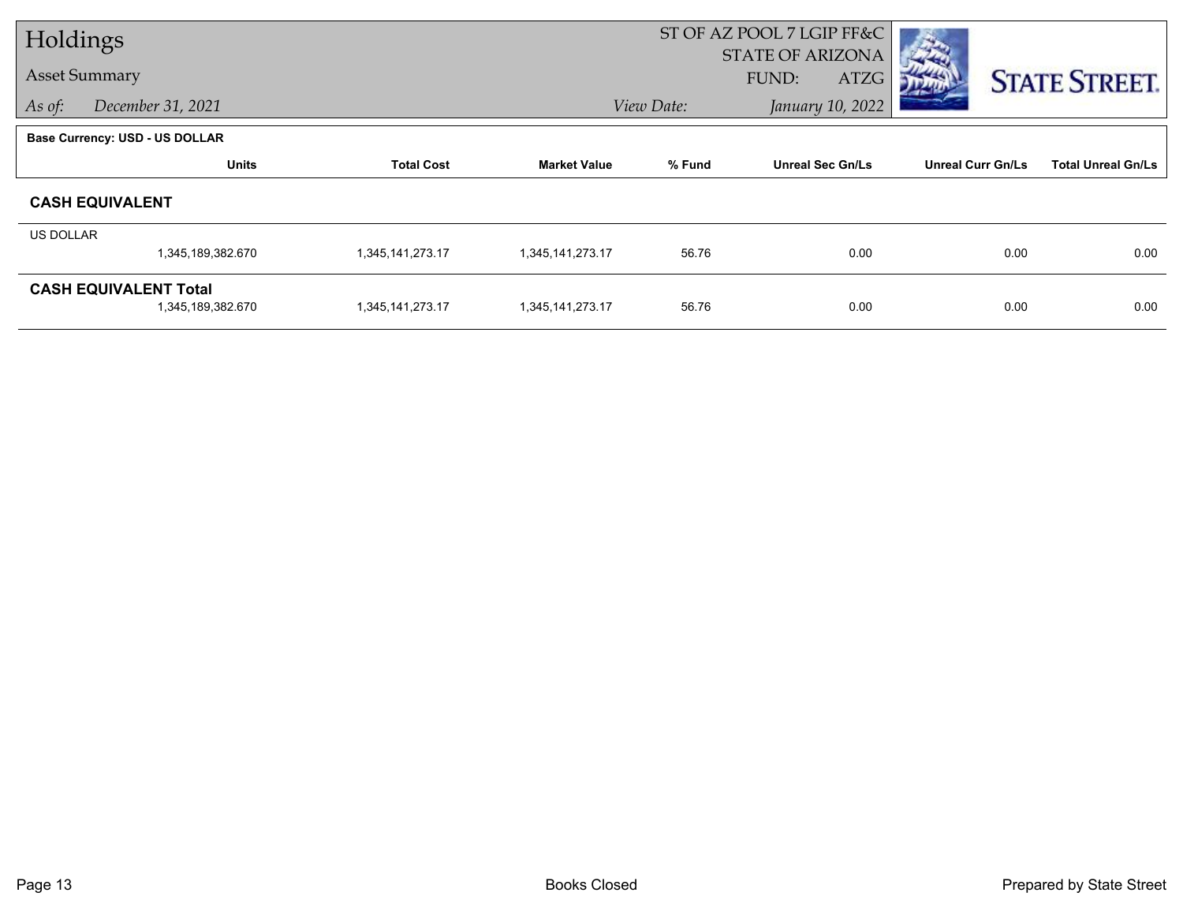# Holdings

Asset Summary

*As of:* *December 31, 2021*

ST OF AZ POOL 7 LGIP FF&C
STATE OF ARIZONA
FUND: ATZG

*View Date:* *January 10, 2022*

**Base Currency: USD - US DOLLAR**

| | Units | Total Cost | Market Value | % Fund | Unreal Sec Gn/Ls | Unreal Curr Gn/Ls | Total Unreal Gn/Ls |
|---|---|---|---|---|---|---|---|
| **CASH EQUIVALENT** | | | | | | | |
| US DOLLAR | 1,345,189,382.670 | 1,345,141,273.17 | 1,345,141,273.17 | 56.76 | 0.00 | 0.00 | 0.00 |
| **CASH EQUIVALENT Total** | 1,345,189,382.670 | 1,345,141,273.17 | 1,345,141,273.17 | 56.76 | 0.00 | 0.00 | 0.00 |

Books Closed

Prepared by State Street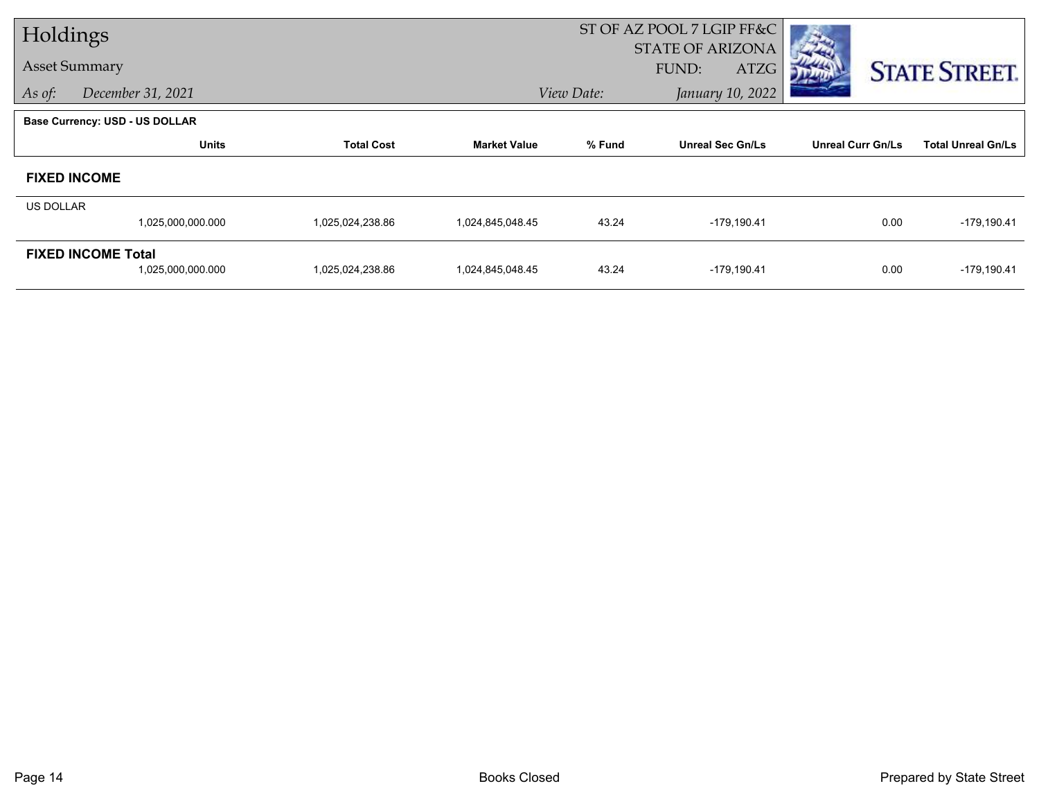# Holdings

**Asset Summary**

*As of:* *December 31, 2021*

ST OF AZ POOL 7 LGIP FF&C
STATE OF ARIZONA
FUND: ATZG

*View Date:* *January 10, 2022*

STATE STREET.

**Base Currency: USD - US DOLLAR**

| | Units | Total Cost | Market Value | % Fund | Unreal Sec Gn/Ls | Unreal Curr Gn/Ls | Total Unreal Gn/Ls |
|---|---|---|---|---|---|---|---|
| **FIXED INCOME** | | | | | | | |
| US DOLLAR | 1,025,000,000.000 | 1,025,024,238.86 | 1,024,845,048.45 | 43.24 | -179,190.41 | 0.00 | -179,190.41 |
| **FIXED INCOME Total** | 1,025,000,000.000 | 1,025,024,238.86 | 1,024,845,048.45 | 43.24 | -179,190.41 | 0.00 | -179,190.41 |

Books Closed

Prepared by State Street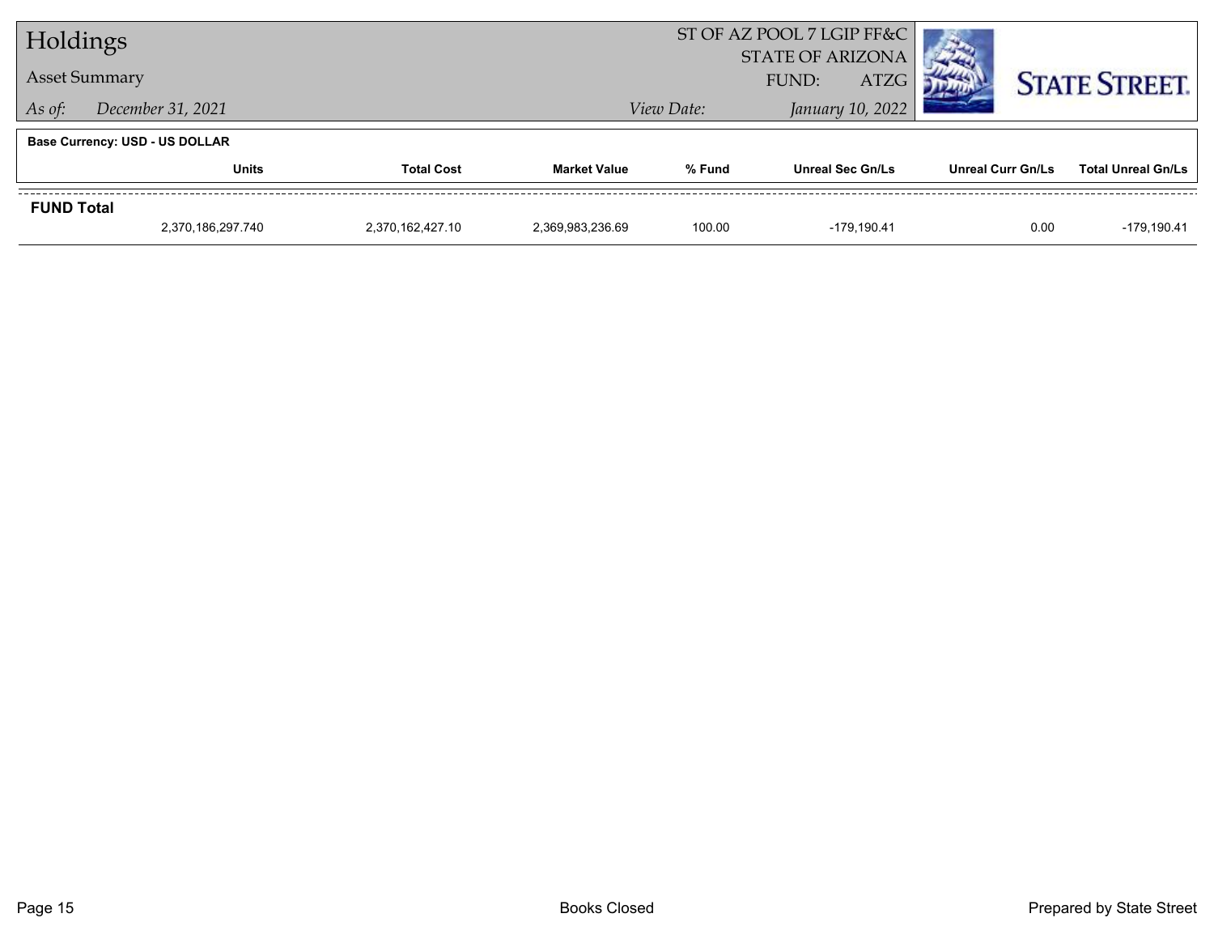# Holdings

## Asset Summary

*As of:* *December 31, 2021*

ST OF AZ POOL 7 LGIP FF&C
STATE OF ARIZONA
FUND: ATZG

*View Date:* *January 10, 2022*

STATE STREET.

**Base Currency: USD - US DOLLAR**

| | Units | Total Cost | Market Value | % Fund | Unreal Sec Gn/Ls | Unreal Curr Gn/Ls | Total Unreal Gn/Ls |
|---|---|---|---|---|---|---|---|
| **FUND Total** | | | | | | | |
| | 2,370,186,297.740 | 2,370,162,427.10 | 2,369,983,236.69 | 100.00 | -179,190.41 | 0.00 | -179,190.41 |

Books Closed

Prepared by State Street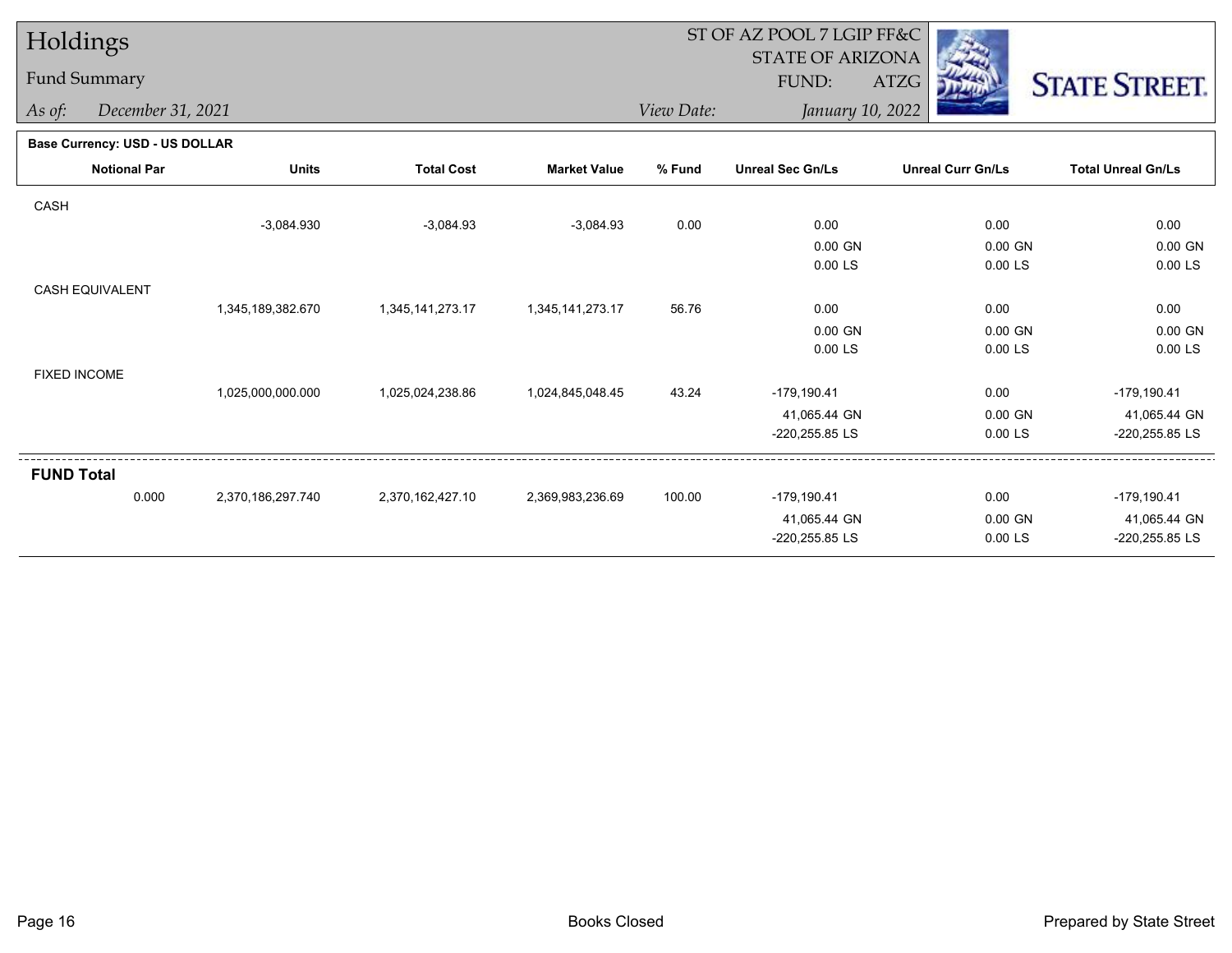# Holdings

Fund Summary

*As of:* *December 31, 2021*

ST OF AZ POOL 7 LGIP FF&C
STATE OF ARIZONA
FUND: ATZG

*View Date:* *January 10, 2022*

STATE STREET.

**Base Currency: USD - US DOLLAR**

| Notional Par | Units | Total Cost | Market Value | % Fund | Unreal Sec Gn/Ls | Unreal Curr Gn/Ls | Total Unreal Gn/Ls |
|---|---|---|---|---|---|---|---|
| CASH | | | | | | | |
| | -3,084.930 | -3,084.93 | -3,084.93 | 0.00 | 0.00 | 0.00 | 0.00 |
| | | | | | 0.00 GN | 0.00 GN | 0.00 GN |
| | | | | | 0.00 LS | 0.00 LS | 0.00 LS |
| CASH EQUIVALENT | | | | | | | |
| | 1,345,189,382.670 | 1,345,141,273.17 | 1,345,141,273.17 | 56.76 | 0.00 | 0.00 | 0.00 |
| | | | | | 0.00 GN | 0.00 GN | 0.00 GN |
| | | | | | 0.00 LS | 0.00 LS | 0.00 LS |
| FIXED INCOME | | | | | | | |
| | 1,025,000,000.000 | 1,025,024,238.86 | 1,024,845,048.45 | 43.24 | -179,190.41 | 0.00 | -179,190.41 |
| | | | | | 41,065.44 GN | 0.00 GN | 41,065.44 GN |
| | | | | | -220,255.85 LS | 0.00 LS | -220,255.85 LS |
| **FUND Total** | | | | | | | |
| 0.000 | 2,370,186,297.740 | 2,370,162,427.10 | 2,369,983,236.69 | 100.00 | -179,190.41 | 0.00 | -179,190.41 |
| | | | | | 41,065.44 GN | 0.00 GN | 41,065.44 GN |
| | | | | | -220,255.85 LS | 0.00 LS | -220,255.85 LS |

Books Closed

Prepared by State Street